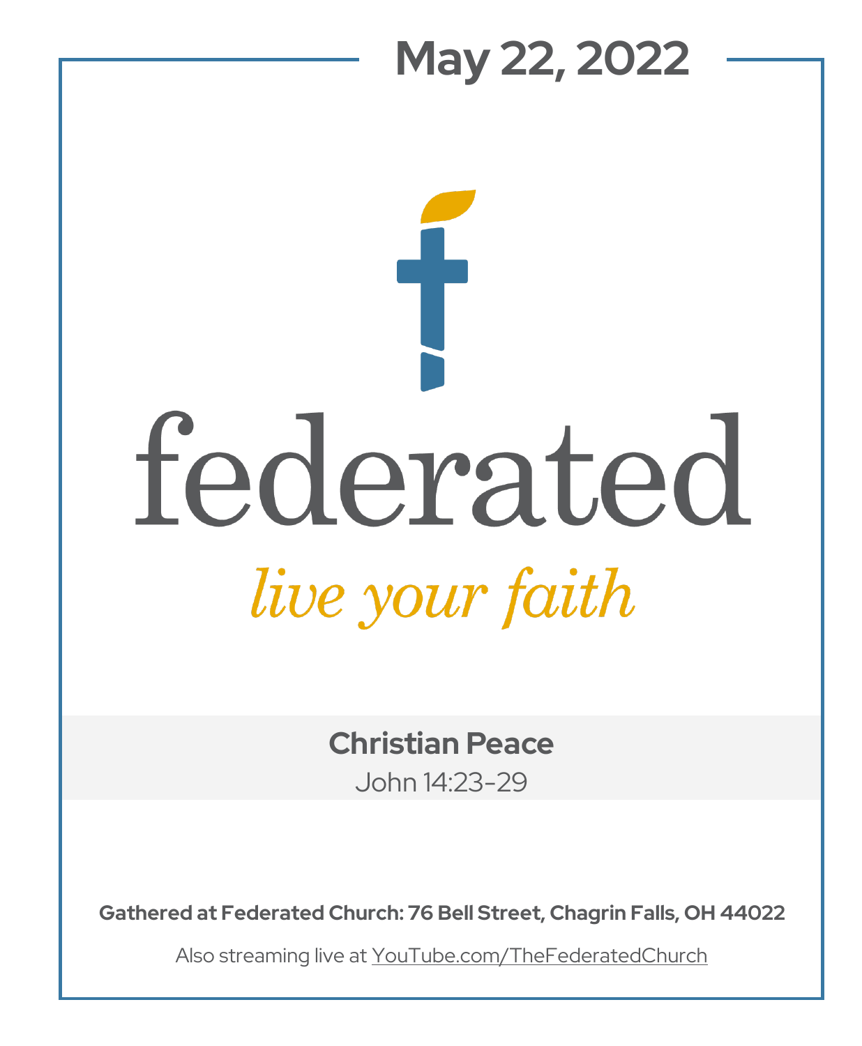# May 22, 2022

# federated

*live your faith*

**Christian Peace**

John 14:23-29

**Gathered at Federated Church: 76 Bell Street, Chagrin Falls, OH 44022**

Also streaming live at YouTube.com/TheFederatedChurch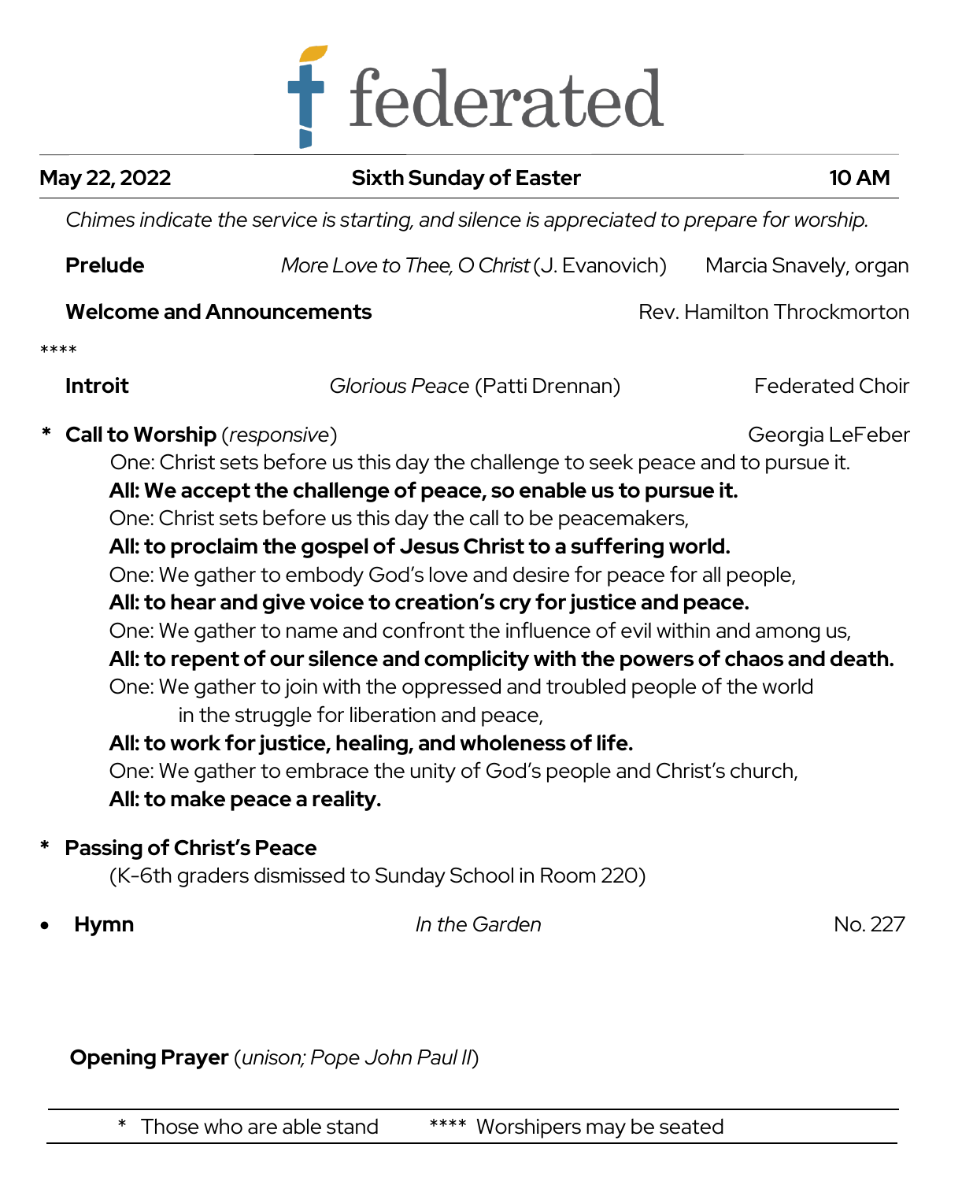# federated

| May 22, 2022 | Sixth Sunday of Easter | 10 AM |
|---|---|---|

*Chimes indicate the service is starting, and silence is appreciated to prepare for worship.*

**Prelude** *More Love to Thee, O Christ* (J. Evanovich) Marcia Snavely, organ

**Welcome and Announcements** Rev. Hamilton Throckmorton

****

**Introit** *Glorious Peace* (Patti Drennan) Federated Choir

\* **Call to Worship** (*responsive*) Georgia LeFeber

One: Christ sets before us this day the challenge to seek peace and to pursue it.
**All: We accept the challenge of peace, so enable us to pursue it.**
One: Christ sets before us this day the call to be peacemakers,
**All: to proclaim the gospel of Jesus Christ to a suffering world.**
One: We gather to embody God's love and desire for peace for all people,
**All: to hear and give voice to creation's cry for justice and peace.**
One: We gather to name and confront the influence of evil within and among us,
**All: to repent of our silence and complicity with the powers of chaos and death.**
One: We gather to join with the oppressed and troubled people of the world
in the struggle for liberation and peace,
**All: to work for justice, healing, and wholeness of life.**
One: We gather to embrace the unity of God's people and Christ's church,
**All: to make peace a reality.**

\* **Passing of Christ's Peace**

(K-6th graders dismissed to Sunday School in Room 220)

- **Hymn** *In the Garden* No. 227

**Opening Prayer** (*unison; Pope John Paul II*)

\* Those who are able stand **** Worshipers may be seated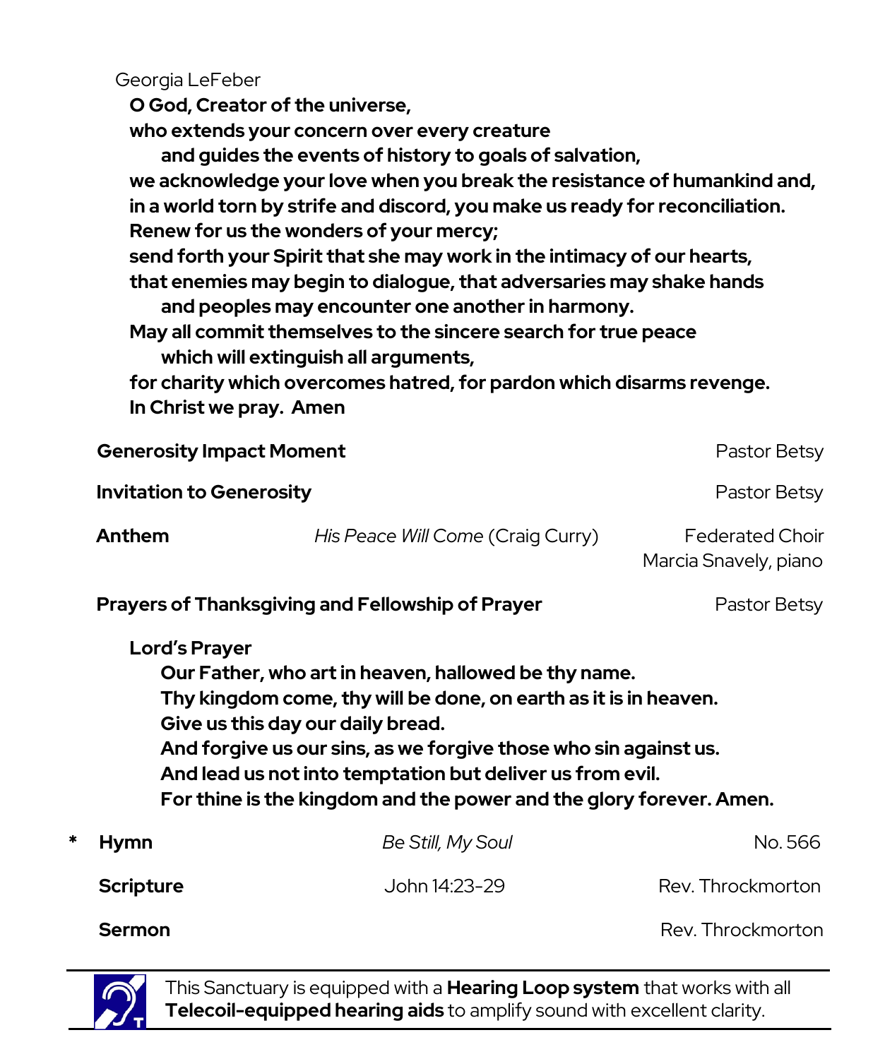Georgia LeFeber

**O God, Creator of the universe,**
**who extends your concern over every creature**
**and guides the events of history to goals of salvation,**
**we acknowledge your love when you break the resistance of humankind and,**
**in a world torn by strife and discord, you make us ready for reconciliation.**
**Renew for us the wonders of your mercy;**
**send forth your Spirit that she may work in the intimacy of our hearts,**
**that enemies may begin to dialogue, that adversaries may shake hands**
**and peoples may encounter one another in harmony.**
**May all commit themselves to the sincere search for true peace**
**which will extinguish all arguments,**
**for charity which overcomes hatred, for pardon which disarms revenge.**
**In Christ we pray. Amen**

**Generosity Impact Moment** — Pastor Betsy

**Invitation to Generosity** — Pastor Betsy

**Anthem** — *His Peace Will Come* (Craig Curry) — Federated Choir, Marcia Snavely, piano

**Prayers of Thanksgiving and Fellowship of Prayer** — Pastor Betsy

**Lord's Prayer**

**Our Father, who art in heaven, hallowed be thy name.**
**Thy kingdom come, thy will be done, on earth as it is in heaven.**
**Give us this day our daily bread.**
**And forgive us our sins, as we forgive those who sin against us.**
**And lead us not into temptation but deliver us from evil.**
**For thine is the kingdom and the power and the glory forever. Amen.**

\* **Hymn** — *Be Still, My Soul* — No. 566

**Scripture** — John 14:23-29 — Rev. Throckmorton

**Sermon** — Rev. Throckmorton

---

This Sanctuary is equipped with a **Hearing Loop system** that works with all **Telecoil-equipped hearing aids** to amplify sound with excellent clarity.

---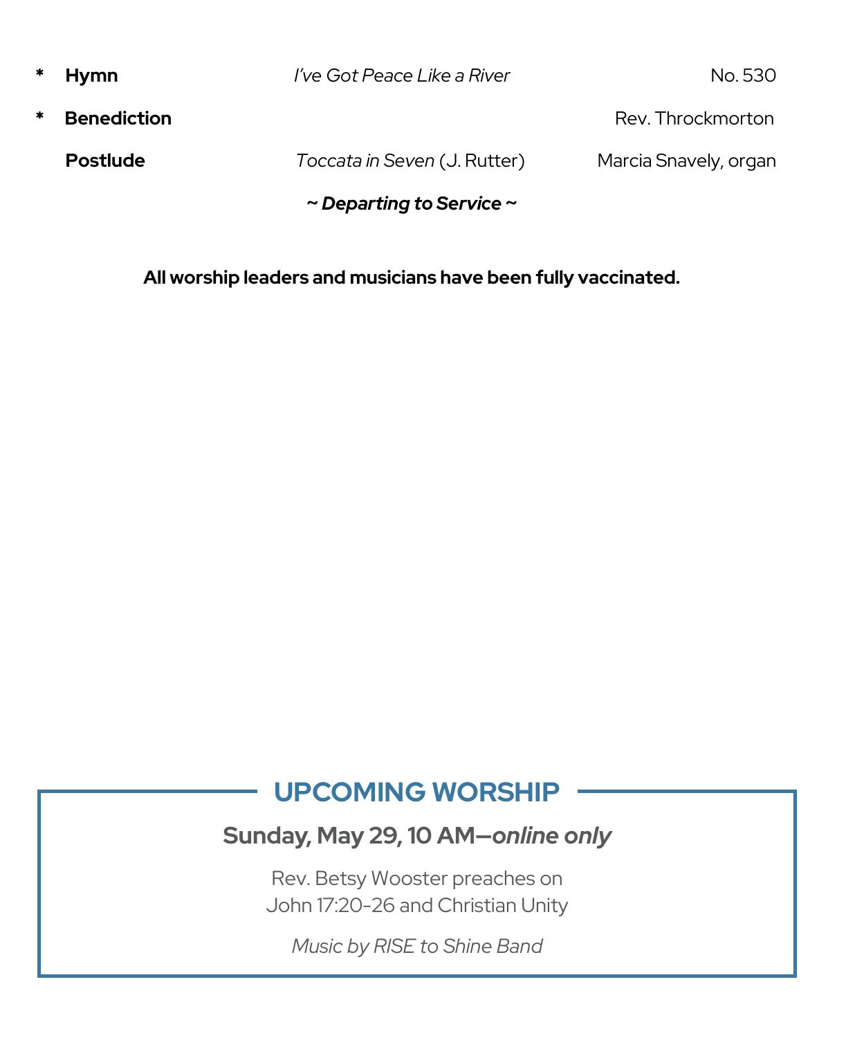| | | | |
|---|---|---|---|
| * | **Hymn** | *I've Got Peace Like a River* | No. 530 |
| * | **Benediction** | | Rev. Throckmorton |
| | **Postlude** | *Toccata in Seven* (J. Rutter) | Marcia Snavely, organ |

***~ Departing to Service ~***

**All worship leaders and musicians have been fully vaccinated.**

## UPCOMING WORSHIP

**Sunday, May 29, 10 AM—*online only***

Rev. Betsy Wooster preaches on
John 17:20-26 and Christian Unity

*Music by RISE to Shine Band*